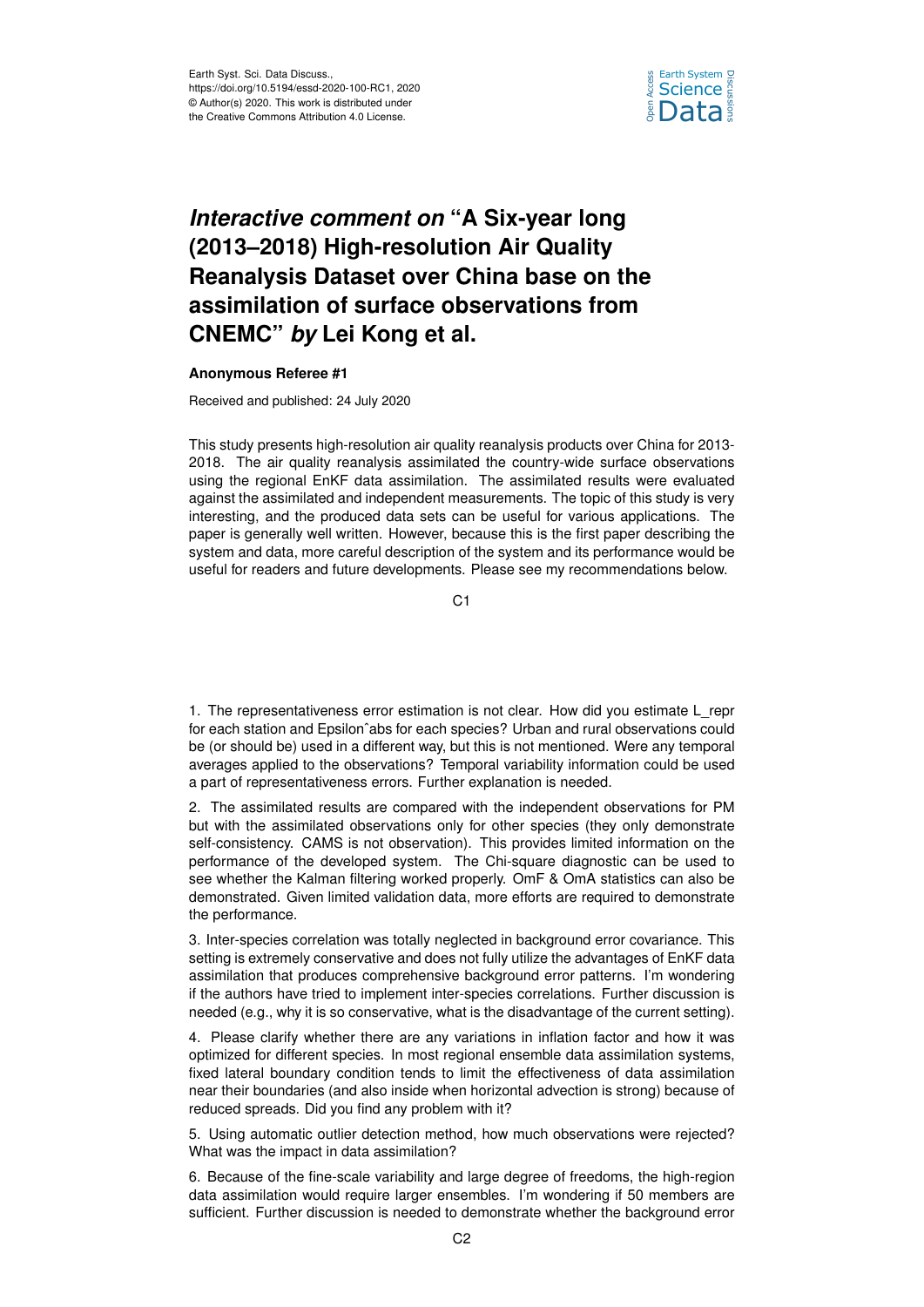# *Interactive comment on* "A Six-year long (2013–2018) High-resolution Air Quality Reanalysis Dataset over China base on the assimilation of surface observations from CNEMC" *by* Lei Kong et al.

**Anonymous Referee #1**

Received and published: 24 July 2020

This study presents high-resolution air quality reanalysis products over China for 2013-2018. The air quality reanalysis assimilated the country-wide surface observations using the regional EnKF data assimilation. The assimilated results were evaluated against the assimilated and independent measurements. The topic of this study is very interesting, and the produced data sets can be useful for various applications. The paper is generally well written. However, because this is the first paper describing the system and data, more careful description of the system and its performance would be useful for readers and future developments. Please see my recommendations below.

1. The representativeness error estimation is not clear. How did you estimate L_repr for each station and Epsilon^abs for each species? Urban and rural observations could be (or should be) used in a different way, but this is not mentioned. Were any temporal averages applied to the observations? Temporal variability information could be used a part of representativeness errors. Further explanation is needed.

2. The assimilated results are compared with the independent observations for PM but with the assimilated observations only for other species (they only demonstrate self-consistency. CAMS is not observation). This provides limited information on the performance of the developed system. The Chi-square diagnostic can be used to see whether the Kalman filtering worked properly. OmF & OmA statistics can also be demonstrated. Given limited validation data, more efforts are required to demonstrate the performance.

3. Inter-species correlation was totally neglected in background error covariance. This setting is extremely conservative and does not fully utilize the advantages of EnKF data assimilation that produces comprehensive background error patterns. I'm wondering if the authors have tried to implement inter-species correlations. Further discussion is needed (e.g., why it is so conservative, what is the disadvantage of the current setting).

4. Please clarify whether there are any variations in inflation factor and how it was optimized for different species. In most regional ensemble data assimilation systems, fixed lateral boundary condition tends to limit the effectiveness of data assimilation near their boundaries (and also inside when horizontal advection is strong) because of reduced spreads. Did you find any problem with it?

5. Using automatic outlier detection method, how much observations were rejected? What was the impact in data assimilation?

6. Because of the fine-scale variability and large degree of freedoms, the high-region data assimilation would require larger ensembles. I'm wondering if 50 members are sufficient. Further discussion is needed to demonstrate whether the background error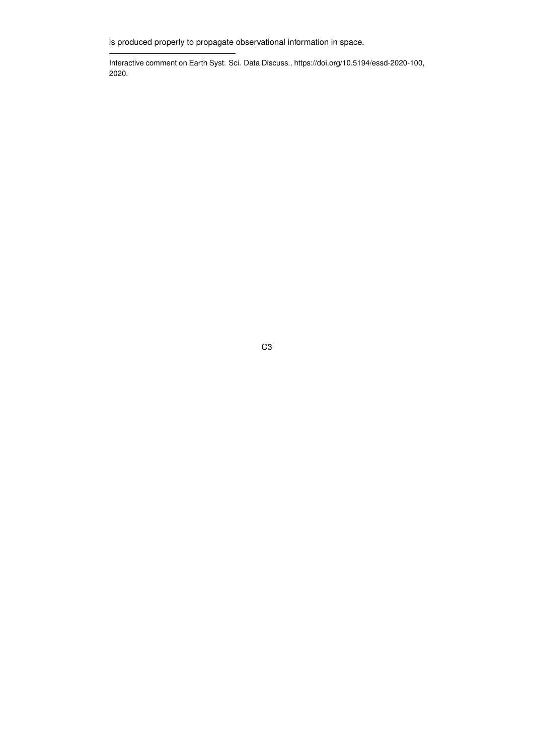is produced properly to propagate observational information in space.

---

Interactive comment on Earth Syst. Sci. Data Discuss., https://doi.org/10.5194/essd-2020-100, 2020.